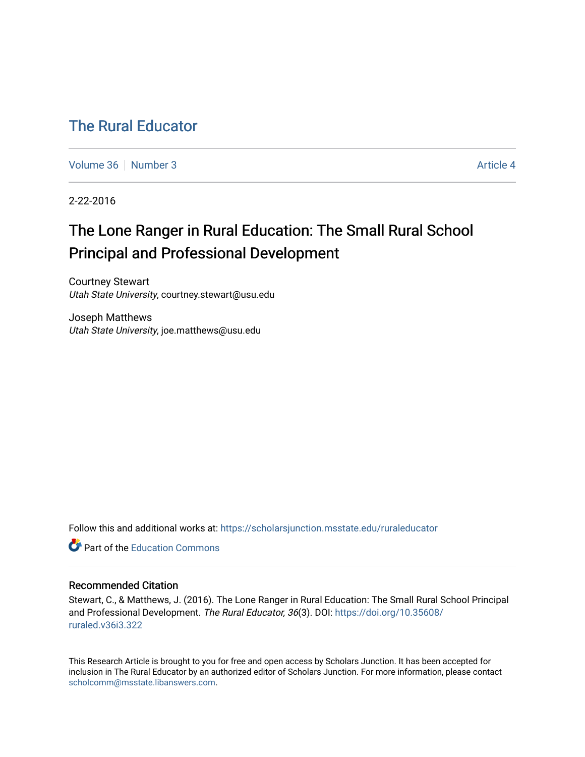# The Rural Educator

Volume 36 | Number 3 | Article 4

2-22-2016

## The Lone Ranger in Rural Education: The Small Rural School Principal and Professional Development

Courtney Stewart
*Utah State University*, courtney.stewart@usu.edu

Joseph Matthews
*Utah State University*, joe.matthews@usu.edu

Follow this and additional works at: https://scholarsjunction.msstate.edu/ruraleducator

Part of the Education Commons

### Recommended Citation

Stewart, C., & Matthews, J. (2016). The Lone Ranger in Rural Education: The Small Rural School Principal and Professional Development. *The Rural Educator, 36*(3). DOI: https://doi.org/10.35608/ruraled.v36i3.322

This Research Article is brought to you for free and open access by Scholars Junction. It has been accepted for inclusion in The Rural Educator by an authorized editor of Scholars Junction. For more information, please contact scholcomm@msstate.libanswers.com.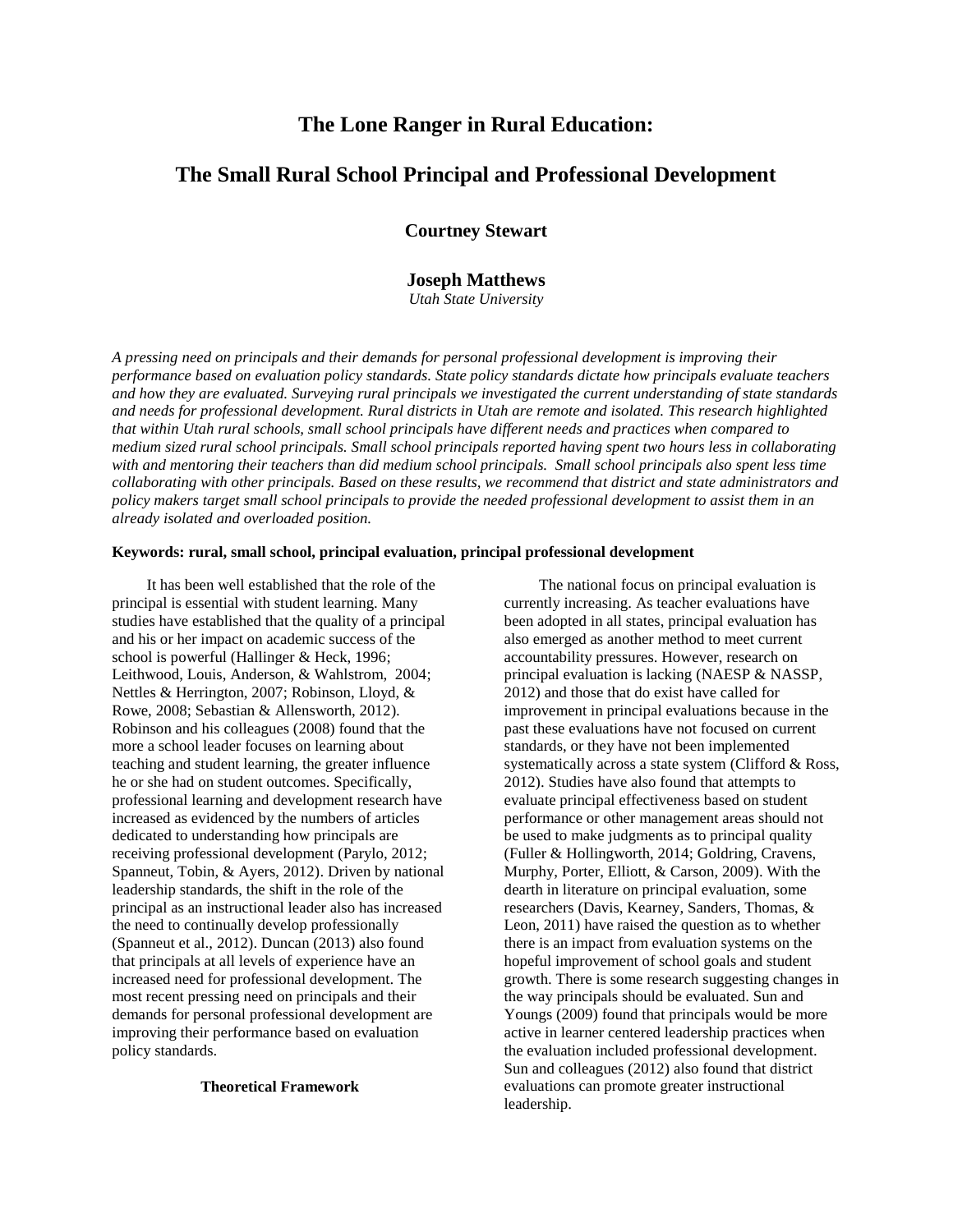# The Lone Ranger in Rural Education:

# The Small Rural School Principal and Professional Development

**Courtney Stewart**

**Joseph Matthews**
*Utah State University*

*A pressing need on principals and their demands for personal professional development is improving their performance based on evaluation policy standards. State policy standards dictate how principals evaluate teachers and how they are evaluated. Surveying rural principals we investigated the current understanding of state standards and needs for professional development. Rural districts in Utah are remote and isolated. This research highlighted that within Utah rural schools, small school principals have different needs and practices when compared to medium sized rural school principals. Small school principals reported having spent two hours less in collaborating with and mentoring their teachers than did medium school principals. Small school principals also spent less time collaborating with other principals. Based on these results, we recommend that district and state administrators and policy makers target small school principals to provide the needed professional development to assist them in an already isolated and overloaded position.*

**Keywords: rural, small school, principal evaluation, principal professional development**

It has been well established that the role of the principal is essential with student learning. Many studies have established that the quality of a principal and his or her impact on academic success of the school is powerful (Hallinger & Heck, 1996; Leithwood, Louis, Anderson, & Wahlstrom, 2004; Nettles & Herrington, 2007; Robinson, Lloyd, & Rowe, 2008; Sebastian & Allensworth, 2012). Robinson and his colleagues (2008) found that the more a school leader focuses on learning about teaching and student learning, the greater influence he or she had on student outcomes. Specifically, professional learning and development research have increased as evidenced by the numbers of articles dedicated to understanding how principals are receiving professional development (Parylo, 2012; Spanneut, Tobin, & Ayers, 2012). Driven by national leadership standards, the shift in the role of the principal as an instructional leader also has increased the need to continually develop professionally (Spanneut et al., 2012). Duncan (2013) also found that principals at all levels of experience have an increased need for professional development. The most recent pressing need on principals and their demands for personal professional development are improving their performance based on evaluation policy standards.

## Theoretical Framework

The national focus on principal evaluation is currently increasing. As teacher evaluations have been adopted in all states, principal evaluation has also emerged as another method to meet current accountability pressures. However, research on principal evaluation is lacking (NAESP & NASSP, 2012) and those that do exist have called for improvement in principal evaluations because in the past these evaluations have not focused on current standards, or they have not been implemented systematically across a state system (Clifford & Ross, 2012). Studies have also found that attempts to evaluate principal effectiveness based on student performance or other management areas should not be used to make judgments as to principal quality (Fuller & Hollingworth, 2014; Goldring, Cravens, Murphy, Porter, Elliott, & Carson, 2009). With the dearth in literature on principal evaluation, some researchers (Davis, Kearney, Sanders, Thomas, & Leon, 2011) have raised the question as to whether there is an impact from evaluation systems on the hopeful improvement of school goals and student growth. There is some research suggesting changes in the way principals should be evaluated. Sun and Youngs (2009) found that principals would be more active in learner centered leadership practices when the evaluation included professional development. Sun and colleagues (2012) also found that district evaluations can promote greater instructional leadership.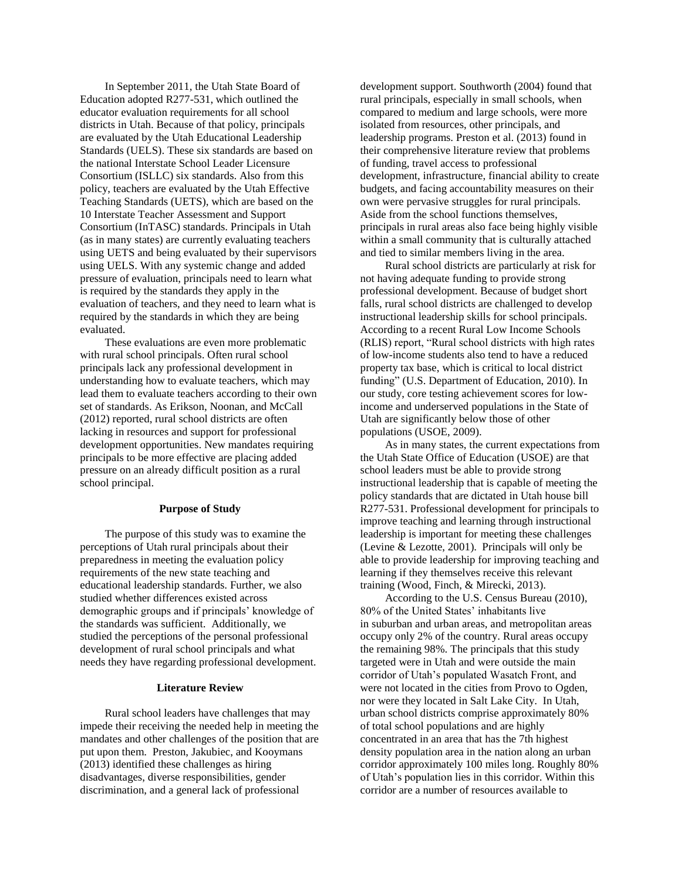In September 2011, the Utah State Board of Education adopted R277-531, which outlined the educator evaluation requirements for all school districts in Utah. Because of that policy, principals are evaluated by the Utah Educational Leadership Standards (UELS). These six standards are based on the national Interstate School Leader Licensure Consortium (ISLLC) six standards. Also from this policy, teachers are evaluated by the Utah Effective Teaching Standards (UETS), which are based on the 10 Interstate Teacher Assessment and Support Consortium (InTASC) standards. Principals in Utah (as in many states) are currently evaluating teachers using UETS and being evaluated by their supervisors using UELS. With any systemic change and added pressure of evaluation, principals need to learn what is required by the standards they apply in the evaluation of teachers, and they need to learn what is required by the standards in which they are being evaluated.

These evaluations are even more problematic with rural school principals. Often rural school principals lack any professional development in understanding how to evaluate teachers, which may lead them to evaluate teachers according to their own set of standards. As Erikson, Noonan, and McCall (2012) reported, rural school districts are often lacking in resources and support for professional development opportunities. New mandates requiring principals to be more effective are placing added pressure on an already difficult position as a rural school principal.

## Purpose of Study

The purpose of this study was to examine the perceptions of Utah rural principals about their preparedness in meeting the evaluation policy requirements of the new state teaching and educational leadership standards. Further, we also studied whether differences existed across demographic groups and if principals' knowledge of the standards was sufficient. Additionally, we studied the perceptions of the personal professional development of rural school principals and what needs they have regarding professional development.

## Literature Review

Rural school leaders have challenges that may impede their receiving the needed help in meeting the mandates and other challenges of the position that are put upon them. Preston, Jakubiec, and Kooymans (2013) identified these challenges as hiring disadvantages, diverse responsibilities, gender discrimination, and a general lack of professional development support. Southworth (2004) found that rural principals, especially in small schools, when compared to medium and large schools, were more isolated from resources, other principals, and leadership programs. Preston et al. (2013) found in their comprehensive literature review that problems of funding, travel access to professional development, infrastructure, financial ability to create budgets, and facing accountability measures on their own were pervasive struggles for rural principals. Aside from the school functions themselves, principals in rural areas also face being highly visible within a small community that is culturally attached and tied to similar members living in the area.

Rural school districts are particularly at risk for not having adequate funding to provide strong professional development. Because of budget short falls, rural school districts are challenged to develop instructional leadership skills for school principals. According to a recent Rural Low Income Schools (RLIS) report, "Rural school districts with high rates of low-income students also tend to have a reduced property tax base, which is critical to local district funding" (U.S. Department of Education, 2010). In our study, core testing achievement scores for low-income and underserved populations in the State of Utah are significantly below those of other populations (USOE, 2009).

As in many states, the current expectations from the Utah State Office of Education (USOE) are that school leaders must be able to provide strong instructional leadership that is capable of meeting the policy standards that are dictated in Utah house bill R277-531. Professional development for principals to improve teaching and learning through instructional leadership is important for meeting these challenges (Levine & Lezotte, 2001). Principals will only be able to provide leadership for improving teaching and learning if they themselves receive this relevant training (Wood, Finch, & Mirecki, 2013).

According to the U.S. Census Bureau (2010), 80% of the United States' inhabitants live in suburban and urban areas, and metropolitan areas occupy only 2% of the country. Rural areas occupy the remaining 98%. The principals that this study targeted were in Utah and were outside the main corridor of Utah's populated Wasatch Front, and were not located in the cities from Provo to Ogden, nor were they located in Salt Lake City. In Utah, urban school districts comprise approximately 80% of total school populations and are highly concentrated in an area that has the 7th highest density population area in the nation along an urban corridor approximately 100 miles long. Roughly 80% of Utah's population lies in this corridor. Within this corridor are a number of resources available to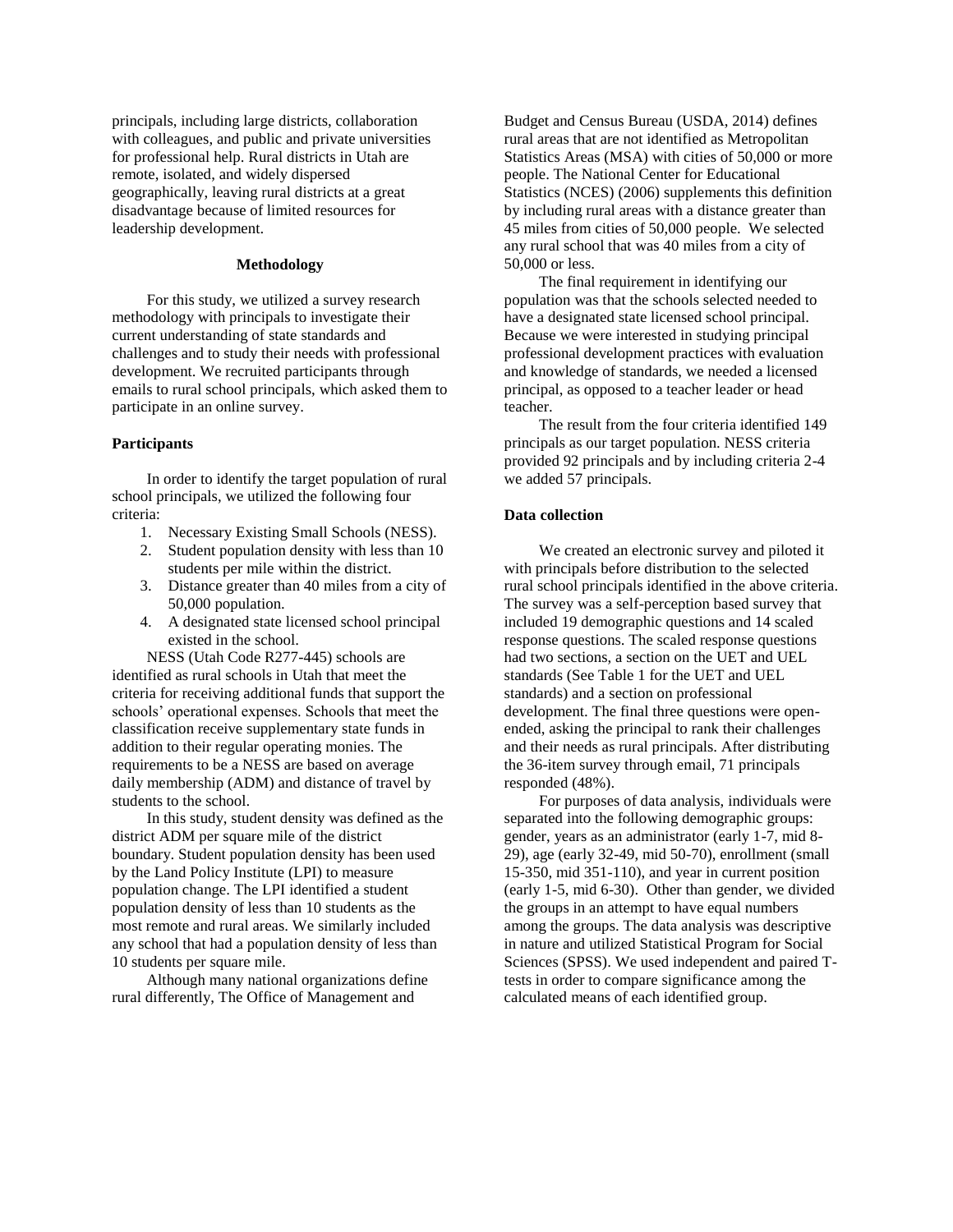principals, including large districts, collaboration with colleagues, and public and private universities for professional help. Rural districts in Utah are remote, isolated, and widely dispersed geographically, leaving rural districts at a great disadvantage because of limited resources for leadership development.

## Methodology

For this study, we utilized a survey research methodology with principals to investigate their current understanding of state standards and challenges and to study their needs with professional development. We recruited participants through emails to rural school principals, which asked them to participate in an online survey.

### Participants

In order to identify the target population of rural school principals, we utilized the following four criteria:

1. Necessary Existing Small Schools (NESS).
2. Student population density with less than 10 students per mile within the district.
3. Distance greater than 40 miles from a city of 50,000 population.
4. A designated state licensed school principal existed in the school.

NESS (Utah Code R277-445) schools are identified as rural schools in Utah that meet the criteria for receiving additional funds that support the schools' operational expenses. Schools that meet the classification receive supplementary state funds in addition to their regular operating monies. The requirements to be a NESS are based on average daily membership (ADM) and distance of travel by students to the school.

In this study, student density was defined as the district ADM per square mile of the district boundary. Student population density has been used by the Land Policy Institute (LPI) to measure population change. The LPI identified a student population density of less than 10 students as the most remote and rural areas. We similarly included any school that had a population density of less than 10 students per square mile.

Although many national organizations define rural differently, The Office of Management and Budget and Census Bureau (USDA, 2014) defines rural areas that are not identified as Metropolitan Statistics Areas (MSA) with cities of 50,000 or more people. The National Center for Educational Statistics (NCES) (2006) supplements this definition by including rural areas with a distance greater than 45 miles from cities of 50,000 people. We selected any rural school that was 40 miles from a city of 50,000 or less.

The final requirement in identifying our population was that the schools selected needed to have a designated state licensed school principal. Because we were interested in studying principal professional development practices with evaluation and knowledge of standards, we needed a licensed principal, as opposed to a teacher leader or head teacher.

The result from the four criteria identified 149 principals as our target population. NESS criteria provided 92 principals and by including criteria 2-4 we added 57 principals.

### Data collection

We created an electronic survey and piloted it with principals before distribution to the selected rural school principals identified in the above criteria. The survey was a self-perception based survey that included 19 demographic questions and 14 scaled response questions. The scaled response questions had two sections, a section on the UET and UEL standards (See Table 1 for the UET and UEL standards) and a section on professional development. The final three questions were open-ended, asking the principal to rank their challenges and their needs as rural principals. After distributing the 36-item survey through email, 71 principals responded (48%).

For purposes of data analysis, individuals were separated into the following demographic groups: gender, years as an administrator (early 1-7, mid 8-29), age (early 32-49, mid 50-70), enrollment (small 15-350, mid 351-110), and year in current position (early 1-5, mid 6-30). Other than gender, we divided the groups in an attempt to have equal numbers among the groups. The data analysis was descriptive in nature and utilized Statistical Program for Social Sciences (SPSS). We used independent and paired T-tests in order to compare significance among the calculated means of each identified group.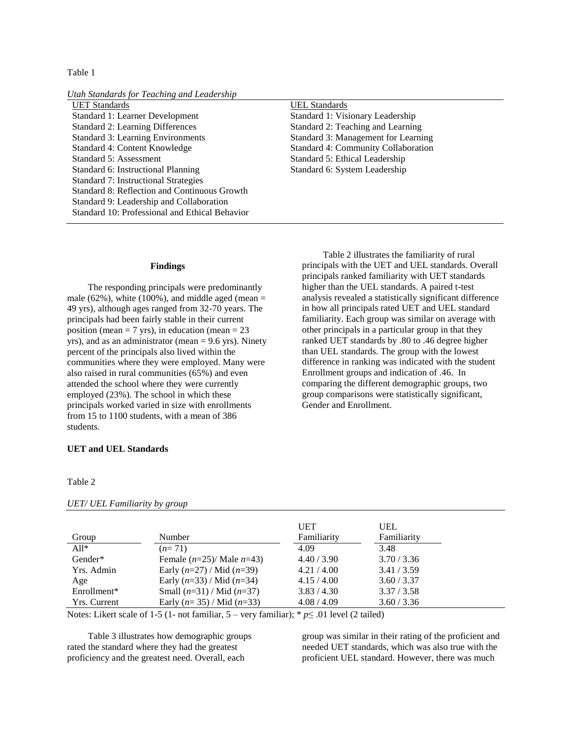Table 1

*Utah Standards for Teaching and Leadership*

| UET Standards | UEL Standards |
|---|---|
| Standard 1: Learner Development | Standard 1: Visionary Leadership |
| Standard 2: Learning Differences | Standard 2: Teaching and Learning |
| Standard 3: Learning Environments | Standard 3: Management for Learning |
| Standard 4: Content Knowledge | Standard 4: Community Collaboration |
| Standard 5: Assessment | Standard 5: Ethical Leadership |
| Standard 6: Instructional Planning | Standard 6: System Leadership |
| Standard 7: Instructional Strategies | |
| Standard 8: Reflection and Continuous Growth | |
| Standard 9: Leadership and Collaboration | |
| Standard 10: Professional and Ethical Behavior | |

## Findings

The responding principals were predominantly male (62%), white (100%), and middle aged (mean = 49 yrs), although ages ranged from 32-70 years. The principals had been fairly stable in their current position (mean = 7 yrs), in education (mean = 23 yrs), and as an administrator (mean = 9.6 yrs). Ninety percent of the principals also lived within the communities where they were employed. Many were also raised in rural communities (65%) and even attended the school where they were currently employed (23%). The school in which these principals worked varied in size with enrollments from 15 to 1100 students, with a mean of 386 students.

### UET and UEL Standards

Table 2 illustrates the familiarity of rural principals with the UET and UEL standards. Overall principals ranked familiarity with UET standards higher than the UEL standards. A paired t-test analysis revealed a statistically significant difference in how all principals rated UET and UEL standard familiarity. Each group was similar on average with other principals in a particular group in that they ranked UET standards by .80 to .46 degree higher than UEL standards. The group with the lowest difference in ranking was indicated with the student Enrollment groups and indication of .46. In comparing the different demographic groups, two group comparisons were statistically significant, Gender and Enrollment.

Table 2

*UET/ UEL Familiarity by group*

| Group | Number | UET Familiarity | UEL Familiarity |
|---|---|---|---|
| All* | (*n*= 71) | 4.09 | 3.48 |
| Gender* | Female (*n*=25)/ Male *n*=43) | 4.40 / 3.90 | 3.70 / 3.36 |
| Yrs. Admin | Early (*n*=27) / Mid (*n*=39) | 4.21 / 4.00 | 3.41 / 3.59 |
| Age | Early (*n*=33) / Mid (*n*=34) | 4.15 / 4.00 | 3.60 / 3.37 |
| Enrollment* | Small (*n*=31) / Mid (*n*=37) | 3.83 / 4.30 | 3.37 / 3.58 |
| Yrs. Current | Early (*n*= 35) / Mid (*n*=33) | 4.08 / 4.09 | 3.60 / 3.36 |

Notes: Likert scale of 1-5 (1- not familiar, 5 – very familiar); * $p \leq .01$ level (2 tailed)

Table 3 illustrates how demographic groups rated the standard where they had the greatest proficiency and the greatest need. Overall, each group was similar in their rating of the proficient and needed UET standards, which was also true with the proficient UEL standard. However, there was much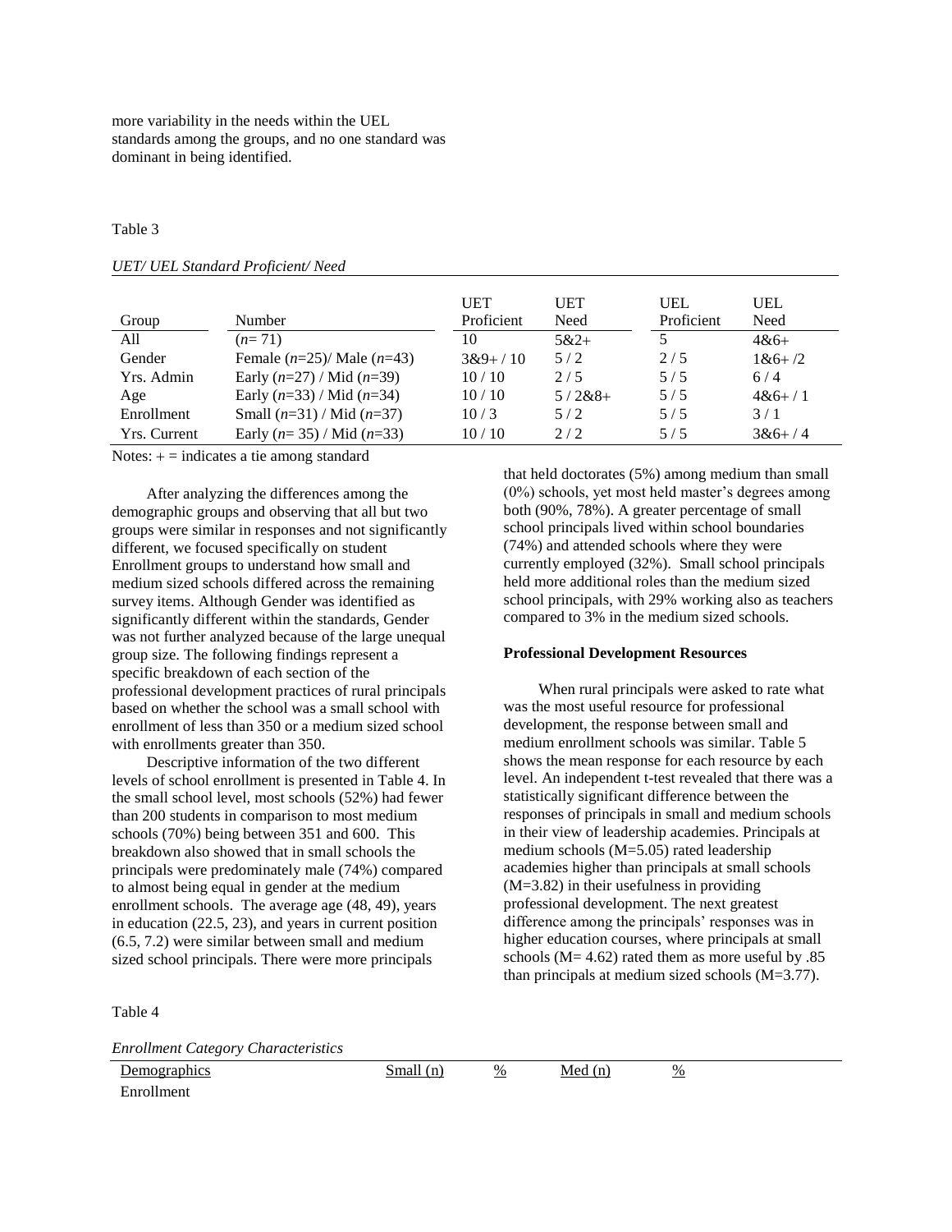more variability in the needs within the UEL standards among the groups, and no one standard was dominant in being identified.

Table 3

*UET/ UEL Standard Proficient/ Need*

| Group | Number | UET Proficient | UET Need | UEL Proficient | UEL Need |
|---|---|---|---|---|---|
| All | (*n*= 71) | 10 | 5&2+ | 5 | 4&6+ |
| Gender | Female (*n*=25)/ Male (*n*=43) | 3&9+ / 10 | 5 / 2 | 2 / 5 | 1&6+ /2 |
| Yrs. Admin | Early (*n*=27) / Mid (*n*=39) | 10 / 10 | 2 / 5 | 5 / 5 | 6 / 4 |
| Age | Early (*n*=33) / Mid (*n*=34) | 10 / 10 | 5 / 2&8+ | 5 / 5 | 4&6+ / 1 |
| Enrollment | Small (*n*=31) / Mid (*n*=37) | 10 / 3 | 5 / 2 | 5 / 5 | 3 / 1 |
| Yrs. Current | Early (*n*= 35) / Mid (*n*=33) | 10 / 10 | 2 / 2 | 5 / 5 | 3&6+ / 4 |

Notes: + = indicates a tie among standard

After analyzing the differences among the demographic groups and observing that all but two groups were similar in responses and not significantly different, we focused specifically on student Enrollment groups to understand how small and medium sized schools differed across the remaining survey items. Although Gender was identified as significantly different within the standards, Gender was not further analyzed because of the large unequal group size. The following findings represent a specific breakdown of each section of the professional development practices of rural principals based on whether the school was a small school with enrollment of less than 350 or a medium sized school with enrollments greater than 350.

Descriptive information of the two different levels of school enrollment is presented in Table 4. In the small school level, most schools (52%) had fewer than 200 students in comparison to most medium schools (70%) being between 351 and 600. This breakdown also showed that in small schools the principals were predominately male (74%) compared to almost being equal in gender at the medium enrollment schools. The average age (48, 49), years in education (22.5, 23), and years in current position (6.5, 7.2) were similar between small and medium sized school principals. There were more principals that held doctorates (5%) among medium than small (0%) schools, yet most held master's degrees among both (90%, 78%). A greater percentage of small school principals lived within school boundaries (74%) and attended schools where they were currently employed (32%). Small school principals held more additional roles than the medium sized school principals, with 29% working also as teachers compared to 3% in the medium sized schools.

**Professional Development Resources**

When rural principals were asked to rate what was the most useful resource for professional development, the response between small and medium enrollment schools was similar. Table 5 shows the mean response for each resource by each level. An independent t-test revealed that there was a statistically significant difference between the responses of principals in small and medium schools in their view of leadership academies. Principals at medium schools (M=5.05) rated leadership academies higher than principals at small schools (M=3.82) in their usefulness in providing professional development. The next greatest difference among the principals' responses was in higher education courses, where principals at small schools (M= 4.62) rated them as more useful by .85 than principals at medium sized schools (M=3.77).

Table 4

*Enrollment Category Characteristics*

| Demographics | Small (n) | % | Med (n) | % |
|---|---|---|---|---|
| Enrollment | | | | |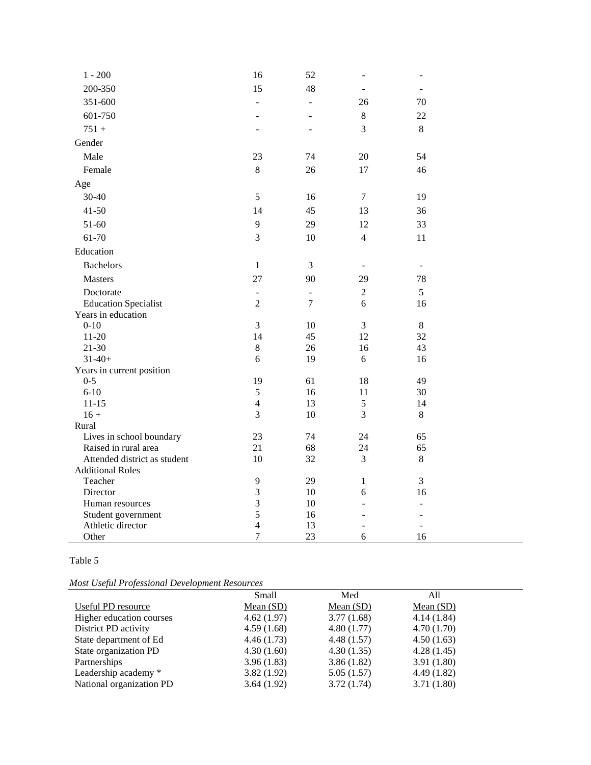| | | | | |
|---|---|---|---|---|
| 1 - 200 | 16 | 52 | - | - |
| 200-350 | 15 | 48 | - | - |
| 351-600 | - | - | 26 | 70 |
| 601-750 | - | - | 8 | 22 |
| 751 + | - | - | 3 | 8 |
| Gender | | | | |
| Male | 23 | 74 | 20 | 54 |
| Female | 8 | 26 | 17 | 46 |
| Age | | | | |
| 30-40 | 5 | 16 | 7 | 19 |
| 41-50 | 14 | 45 | 13 | 36 |
| 51-60 | 9 | 29 | 12 | 33 |
| 61-70 | 3 | 10 | 4 | 11 |
| Education | | | | |
| Bachelors | 1 | 3 | - | - |
| Masters | 27 | 90 | 29 | 78 |
| Doctorate | - | - | 2 | 5 |
| Education Specialist | 2 | 7 | 6 | 16 |
| Years in education | | | | |
| 0-10 | 3 | 10 | 3 | 8 |
| 11-20 | 14 | 45 | 12 | 32 |
| 21-30 | 8 | 26 | 16 | 43 |
| 31-40+ | 6 | 19 | 6 | 16 |
| Years in current position | | | | |
| 0-5 | 19 | 61 | 18 | 49 |
| 6-10 | 5 | 16 | 11 | 30 |
| 11-15 | 4 | 13 | 5 | 14 |
| 16 + | 3 | 10 | 3 | 8 |
| Rural | | | | |
| Lives in school boundary | 23 | 74 | 24 | 65 |
| Raised in rural area | 21 | 68 | 24 | 65 |
| Attended district as student | 10 | 32 | 3 | 8 |
| Additional Roles | | | | |
| Teacher | 9 | 29 | 1 | 3 |
| Director | 3 | 10 | 6 | 16 |
| Human resources | 3 | 10 | - | - |
| Student government | 5 | 16 | - | - |
| Athletic director | 4 | 13 | - | - |
| Other | 7 | 23 | 6 | 16 |

Table 5

*Most Useful Professional Development Resources*

| | Small | Med | All |
|---|---|---|---|
| Useful PD resource | Mean (SD) | Mean (SD) | Mean (SD) |
| Higher education courses | 4.62 (1.97) | 3.77 (1.68) | 4.14 (1.84) |
| District PD activity | 4.59 (1.68) | 4.80 (1.77) | 4.70 (1.70) |
| State department of Ed | 4.46 (1.73) | 4.48 (1.57) | 4.50 (1.63) |
| State organization PD | 4.30 (1.60) | 4.30 (1.35) | 4.28 (1.45) |
| Partnerships | 3.96 (1.83) | 3.86 (1.82) | 3.91 (1.80) |
| Leadership academy * | 3.82 (1.92) | 5.05 (1.57) | 4.49 (1.82) |
| National organization PD | 3.64 (1.92) | 3.72 (1.74) | 3.71 (1.80) |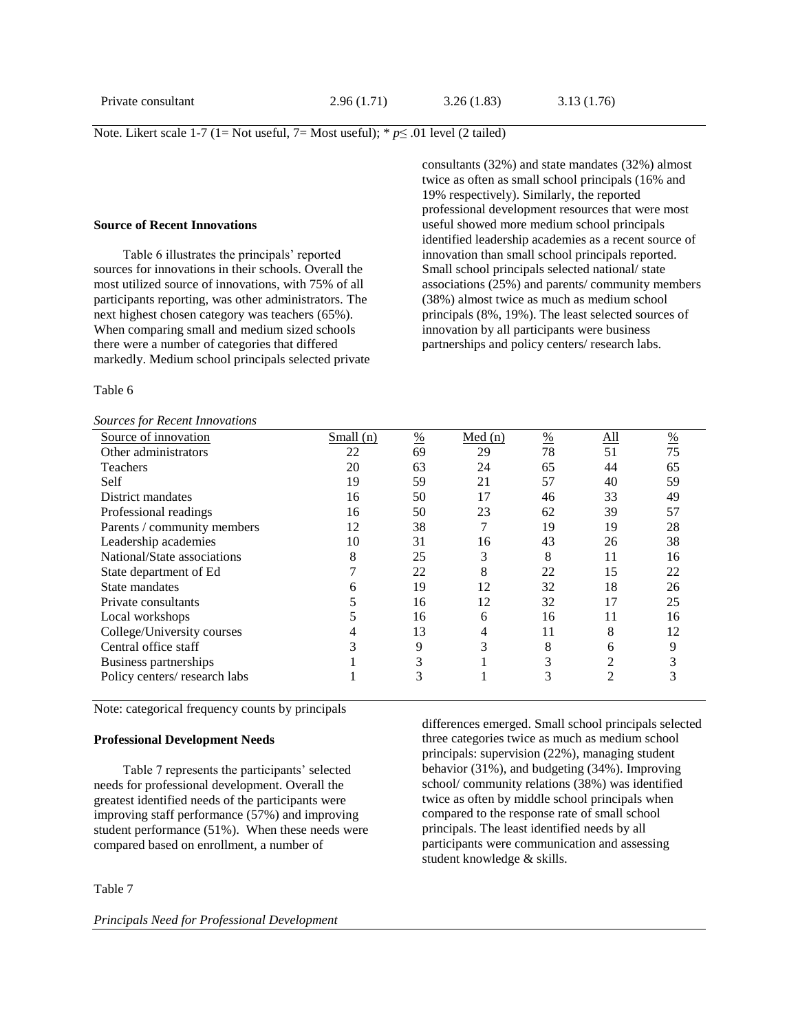| Private consultant | 2.96 (1.71) | 3.26 (1.83) | 3.13 (1.76) |
|---|---|---|---|

Note. Likert scale 1-7 (1= Not useful, 7= Most useful); * $p \leq .01$ level (2 tailed)

**Source of Recent Innovations**

Table 6 illustrates the principals' reported sources for innovations in their schools. Overall the most utilized source of innovations, with 75% of all participants reporting, was other administrators. The next highest chosen category was teachers (65%). When comparing small and medium sized schools there were a number of categories that differed markedly. Medium school principals selected private consultants (32%) and state mandates (32%) almost twice as often as small school principals (16% and 19% respectively). Similarly, the reported professional development resources that were most useful showed more medium school principals identified leadership academies as a recent source of innovation than small school principals reported. Small school principals selected national/ state associations (25%) and parents/ community members (38%) almost twice as much as medium school principals (8%, 19%). The least selected sources of innovation by all participants were business partnerships and policy centers/ research labs.

Table 6

*Sources for Recent Innovations*

| Source of innovation | Small (n) | % | Med (n) | % | All | % |
|---|---|---|---|---|---|---|
| Other administrators | 22 | 69 | 29 | 78 | 51 | 75 |
| Teachers | 20 | 63 | 24 | 65 | 44 | 65 |
| Self | 19 | 59 | 21 | 57 | 40 | 59 |
| District mandates | 16 | 50 | 17 | 46 | 33 | 49 |
| Professional readings | 16 | 50 | 23 | 62 | 39 | 57 |
| Parents / community members | 12 | 38 | 7 | 19 | 19 | 28 |
| Leadership academies | 10 | 31 | 16 | 43 | 26 | 38 |
| National/State associations | 8 | 25 | 3 | 8 | 11 | 16 |
| State department of Ed | 7 | 22 | 8 | 22 | 15 | 22 |
| State mandates | 6 | 19 | 12 | 32 | 18 | 26 |
| Private consultants | 5 | 16 | 12 | 32 | 17 | 25 |
| Local workshops | 5 | 16 | 6 | 16 | 11 | 16 |
| College/University courses | 4 | 13 | 4 | 11 | 8 | 12 |
| Central office staff | 3 | 9 | 3 | 8 | 6 | 9 |
| Business partnerships | 1 | 3 | 1 | 3 | 2 | 3 |
| Policy centers/ research labs | 1 | 3 | 1 | 3 | 2 | 3 |

Note: categorical frequency counts by principals

**Professional Development Needs**

Table 7 represents the participants' selected needs for professional development. Overall the greatest identified needs of the participants were improving staff performance (57%) and improving student performance (51%). When these needs were compared based on enrollment, a number of differences emerged. Small school principals selected three categories twice as much as medium school principals: supervision (22%), managing student behavior (31%), and budgeting (34%). Improving school/ community relations (38%) was identified twice as often by middle school principals when compared to the response rate of small school principals. The least identified needs by all participants were communication and assessing student knowledge & skills.

Table 7

*Principals Need for Professional Development*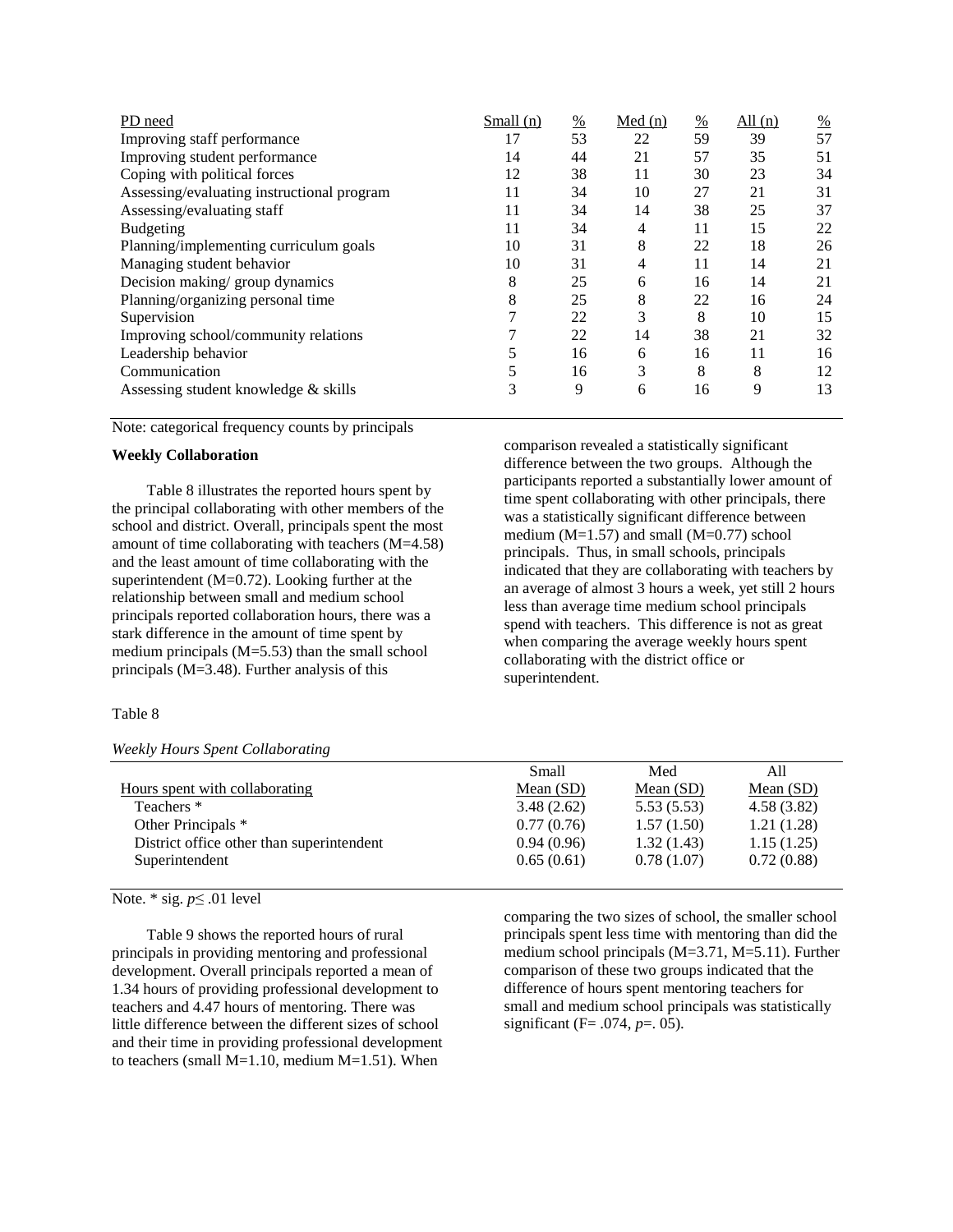| PD need | Small (n) | % | Med (n) | % | All (n) | % |
|---|---|---|---|---|---|---|
| Improving staff performance | 17 | 53 | 22 | 59 | 39 | 57 |
| Improving student performance | 14 | 44 | 21 | 57 | 35 | 51 |
| Coping with political forces | 12 | 38 | 11 | 30 | 23 | 34 |
| Assessing/evaluating instructional program | 11 | 34 | 10 | 27 | 21 | 31 |
| Assessing/evaluating staff | 11 | 34 | 14 | 38 | 25 | 37 |
| Budgeting | 11 | 34 | 4 | 11 | 15 | 22 |
| Planning/implementing curriculum goals | 10 | 31 | 8 | 22 | 18 | 26 |
| Managing student behavior | 10 | 31 | 4 | 11 | 14 | 21 |
| Decision making/ group dynamics | 8 | 25 | 6 | 16 | 14 | 21 |
| Planning/organizing personal time | 8 | 25 | 8 | 22 | 16 | 24 |
| Supervision | 7 | 22 | 3 | 8 | 10 | 15 |
| Improving school/community relations | 7 | 22 | 14 | 38 | 21 | 32 |
| Leadership behavior | 5 | 16 | 6 | 16 | 11 | 16 |
| Communication | 5 | 16 | 3 | 8 | 8 | 12 |
| Assessing student knowledge & skills | 3 | 9 | 6 | 16 | 9 | 13 |

Note: categorical frequency counts by principals

**Weekly Collaboration**

Table 8 illustrates the reported hours spent by the principal collaborating with other members of the school and district. Overall, principals spent the most amount of time collaborating with teachers (M=4.58) and the least amount of time collaborating with the superintendent (M=0.72). Looking further at the relationship between small and medium school principals reported collaboration hours, there was a stark difference in the amount of time spent by medium principals (M=5.53) than the small school principals (M=3.48). Further analysis of this comparison revealed a statistically significant difference between the two groups. Although the participants reported a substantially lower amount of time spent collaborating with other principals, there was a statistically significant difference between medium (M=1.57) and small (M=0.77) school principals. Thus, in small schools, principals indicated that they are collaborating with teachers by an average of almost 3 hours a week, yet still 2 hours less than average time medium school principals spend with teachers. This difference is not as great when comparing the average weekly hours spent collaborating with the district office or superintendent.

Table 8

*Weekly Hours Spent Collaborating*

| Hours spent with collaborating | Small Mean (SD) | Med Mean (SD) | All Mean (SD) |
|---|---|---|---|
| Teachers * | 3.48 (2.62) | 5.53 (5.53) | 4.58 (3.82) |
| Other Principals * | 0.77 (0.76) | 1.57 (1.50) | 1.21 (1.28) |
| District office other than superintendent | 0.94 (0.96) | 1.32 (1.43) | 1.15 (1.25) |
| Superintendent | 0.65 (0.61) | 0.78 (1.07) | 0.72 (0.88) |

Note. * sig. $p \leq .01$ level

Table 9 shows the reported hours of rural principals in providing mentoring and professional development. Overall principals reported a mean of 1.34 hours of providing professional development to teachers and 4.47 hours of mentoring. There was little difference between the different sizes of school and their time in providing professional development to teachers (small M=1.10, medium M=1.51). When comparing the two sizes of school, the smaller school principals spent less time with mentoring than did the medium school principals (M=3.71, M=5.11). Further comparison of these two groups indicated that the difference of hours spent mentoring teachers for small and medium school principals was statistically significant (F= .074, $p$=. 05).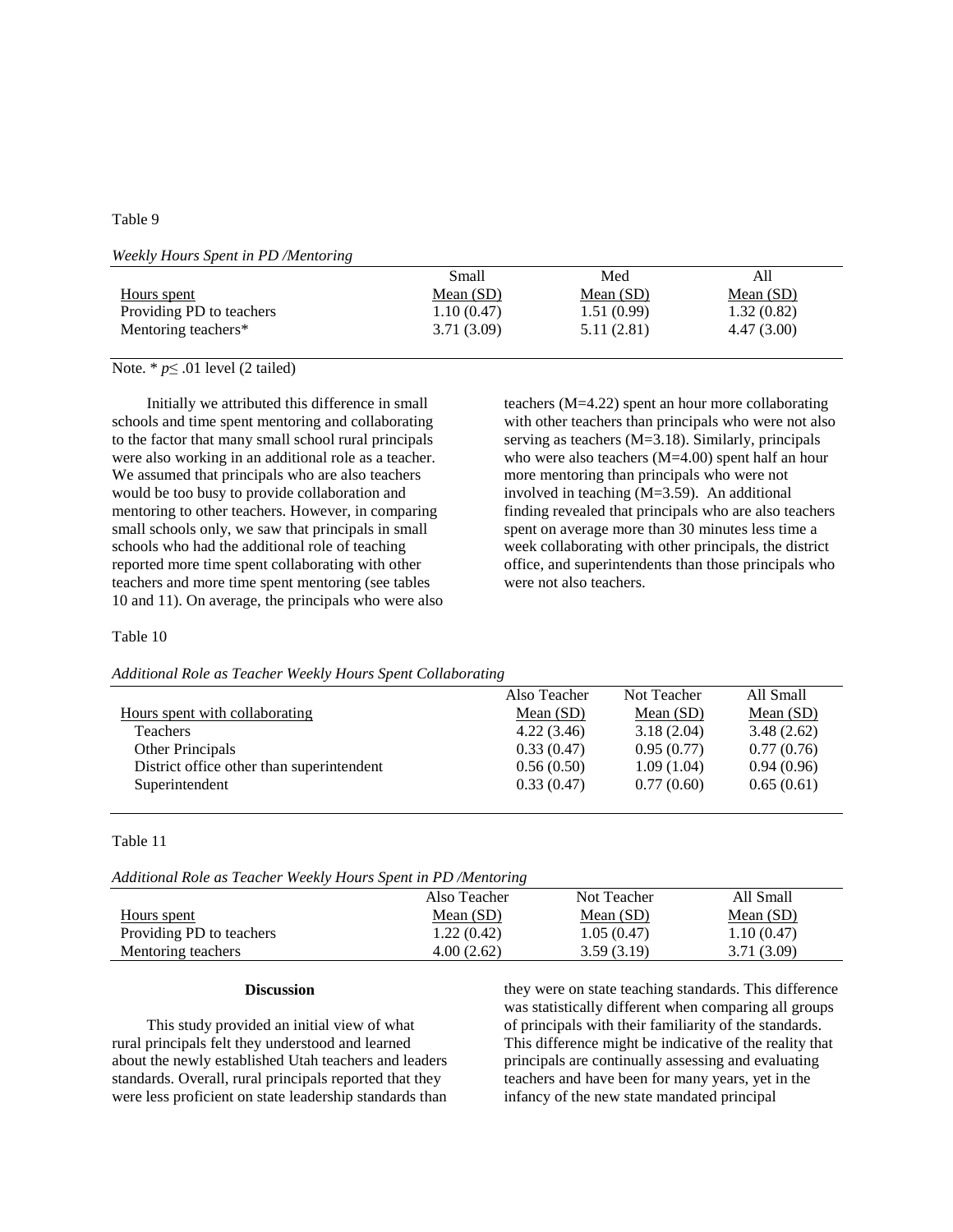Table 9

*Weekly Hours Spent in PD /Mentoring*

| Hours spent | Small<br>Mean (SD) | Med<br>Mean (SD) | All<br>Mean (SD) |
|---|---|---|---|
| Providing PD to teachers | 1.10 (0.47) | 1.51 (0.99) | 1.32 (0.82) |
| Mentoring teachers* | 3.71 (3.09) | 5.11 (2.81) | 4.47 (3.00) |

Note. * $p \leq .01$ level (2 tailed)

Initially we attributed this difference in small schools and time spent mentoring and collaborating to the factor that many small school rural principals were also working in an additional role as a teacher. We assumed that principals who are also teachers would be too busy to provide collaboration and mentoring to other teachers. However, in comparing small schools only, we saw that principals in small schools who had the additional role of teaching reported more time spent collaborating with other teachers and more time spent mentoring (see tables 10 and 11). On average, the principals who were also teachers (M=4.22) spent an hour more collaborating with other teachers than principals who were not also serving as teachers (M=3.18). Similarly, principals who were also teachers (M=4.00) spent half an hour more mentoring than principals who were not involved in teaching (M=3.59). An additional finding revealed that principals who are also teachers spent on average more than 30 minutes less time a week collaborating with other principals, the district office, and superintendents than those principals who were not also teachers.

Table 10

*Additional Role as Teacher Weekly Hours Spent Collaborating*

| Hours spent with collaborating | Also Teacher<br>Mean (SD) | Not Teacher<br>Mean (SD) | All Small<br>Mean (SD) |
|---|---|---|---|
| Teachers | 4.22 (3.46) | 3.18 (2.04) | 3.48 (2.62) |
| Other Principals | 0.33 (0.47) | 0.95 (0.77) | 0.77 (0.76) |
| District office other than superintendent | 0.56 (0.50) | 1.09 (1.04) | 0.94 (0.96) |
| Superintendent | 0.33 (0.47) | 0.77 (0.60) | 0.65 (0.61) |

Table 11

*Additional Role as Teacher Weekly Hours Spent in PD /Mentoring*

| Hours spent | Also Teacher<br>Mean (SD) | Not Teacher<br>Mean (SD) | All Small<br>Mean (SD) |
|---|---|---|---|
| Providing PD to teachers | 1.22 (0.42) | 1.05 (0.47) | 1.10 (0.47) |
| Mentoring teachers | 4.00 (2.62) | 3.59 (3.19) | 3.71 (3.09) |

## Discussion

This study provided an initial view of what rural principals felt they understood and learned about the newly established Utah teachers and leaders standards. Overall, rural principals reported that they were less proficient on state leadership standards than they were on state teaching standards. This difference was statistically different when comparing all groups of principals with their familiarity of the standards. This difference might be indicative of the reality that principals are continually assessing and evaluating teachers and have been for many years, yet in the infancy of the new state mandated principal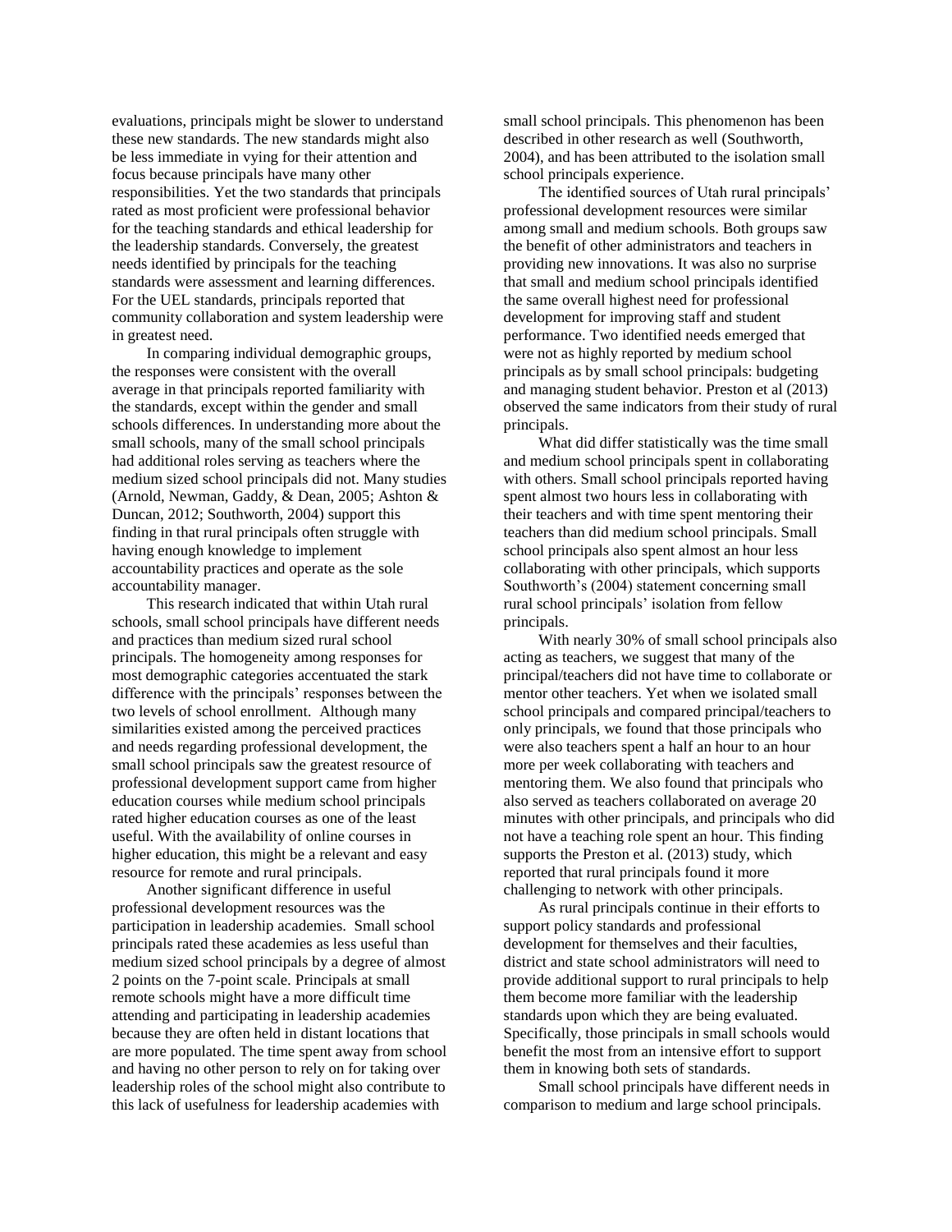evaluations, principals might be slower to understand these new standards. The new standards might also be less immediate in vying for their attention and focus because principals have many other responsibilities. Yet the two standards that principals rated as most proficient were professional behavior for the teaching standards and ethical leadership for the leadership standards. Conversely, the greatest needs identified by principals for the teaching standards were assessment and learning differences. For the UEL standards, principals reported that community collaboration and system leadership were in greatest need.

In comparing individual demographic groups, the responses were consistent with the overall average in that principals reported familiarity with the standards, except within the gender and small schools differences. In understanding more about the small schools, many of the small school principals had additional roles serving as teachers where the medium sized school principals did not. Many studies (Arnold, Newman, Gaddy, & Dean, 2005; Ashton & Duncan, 2012; Southworth, 2004) support this finding in that rural principals often struggle with having enough knowledge to implement accountability practices and operate as the sole accountability manager.

This research indicated that within Utah rural schools, small school principals have different needs and practices than medium sized rural school principals. The homogeneity among responses for most demographic categories accentuated the stark difference with the principals' responses between the two levels of school enrollment. Although many similarities existed among the perceived practices and needs regarding professional development, the small school principals saw the greatest resource of professional development support came from higher education courses while medium school principals rated higher education courses as one of the least useful. With the availability of online courses in higher education, this might be a relevant and easy resource for remote and rural principals.

Another significant difference in useful professional development resources was the participation in leadership academies. Small school principals rated these academies as less useful than medium sized school principals by a degree of almost 2 points on the 7-point scale. Principals at small remote schools might have a more difficult time attending and participating in leadership academies because they are often held in distant locations that are more populated. The time spent away from school and having no other person to rely on for taking over leadership roles of the school might also contribute to this lack of usefulness for leadership academies with small school principals. This phenomenon has been described in other research as well (Southworth, 2004), and has been attributed to the isolation small school principals experience.

The identified sources of Utah rural principals' professional development resources were similar among small and medium schools. Both groups saw the benefit of other administrators and teachers in providing new innovations. It was also no surprise that small and medium school principals identified the same overall highest need for professional development for improving staff and student performance. Two identified needs emerged that were not as highly reported by medium school principals as by small school principals: budgeting and managing student behavior. Preston et al (2013) observed the same indicators from their study of rural principals.

What did differ statistically was the time small and medium school principals spent in collaborating with others. Small school principals reported having spent almost two hours less in collaborating with their teachers and with time spent mentoring their teachers than did medium school principals. Small school principals also spent almost an hour less collaborating with other principals, which supports Southworth's (2004) statement concerning small rural school principals' isolation from fellow principals.

With nearly 30% of small school principals also acting as teachers, we suggest that many of the principal/teachers did not have time to collaborate or mentor other teachers. Yet when we isolated small school principals and compared principal/teachers to only principals, we found that those principals who were also teachers spent a half an hour to an hour more per week collaborating with teachers and mentoring them. We also found that principals who also served as teachers collaborated on average 20 minutes with other principals, and principals who did not have a teaching role spent an hour. This finding supports the Preston et al. (2013) study, which reported that rural principals found it more challenging to network with other principals.

As rural principals continue in their efforts to support policy standards and professional development for themselves and their faculties, district and state school administrators will need to provide additional support to rural principals to help them become more familiar with the leadership standards upon which they are being evaluated. Specifically, those principals in small schools would benefit the most from an intensive effort to support them in knowing both sets of standards.

Small school principals have different needs in comparison to medium and large school principals.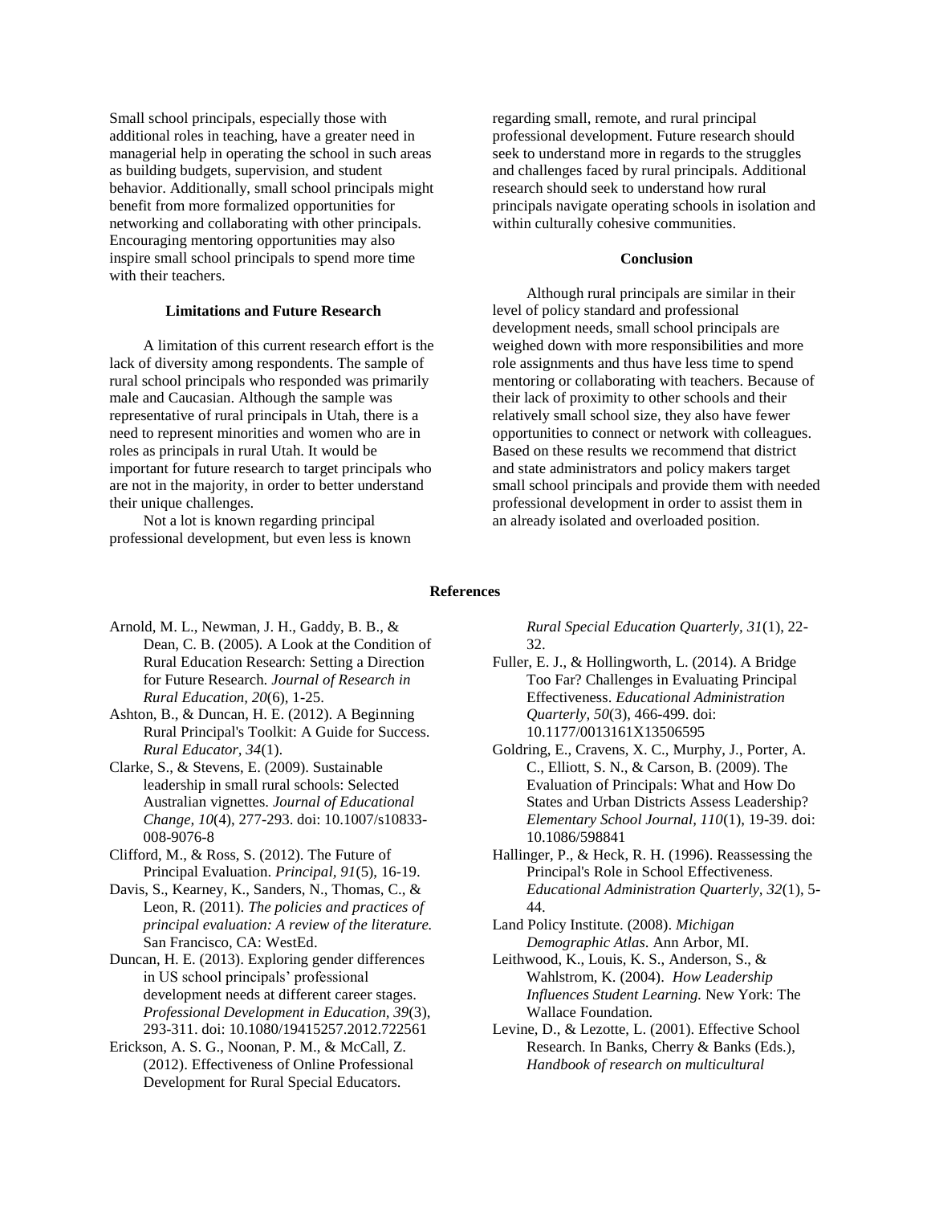Small school principals, especially those with additional roles in teaching, have a greater need in managerial help in operating the school in such areas as building budgets, supervision, and student behavior. Additionally, small school principals might benefit from more formalized opportunities for networking and collaborating with other principals. Encouraging mentoring opportunities may also inspire small school principals to spend more time with their teachers.

## Limitations and Future Research

A limitation of this current research effort is the lack of diversity among respondents. The sample of rural school principals who responded was primarily male and Caucasian. Although the sample was representative of rural principals in Utah, there is a need to represent minorities and women who are in roles as principals in rural Utah. It would be important for future research to target principals who are not in the majority, in order to better understand their unique challenges.

Not a lot is known regarding principal professional development, but even less is known regarding small, remote, and rural principal professional development. Future research should seek to understand more in regards to the struggles and challenges faced by rural principals. Additional research should seek to understand how rural principals navigate operating schools in isolation and within culturally cohesive communities.

## Conclusion

Although rural principals are similar in their level of policy standard and professional development needs, small school principals are weighed down with more responsibilities and more role assignments and thus have less time to spend mentoring or collaborating with teachers. Because of their lack of proximity to other schools and their relatively small school size, they also have fewer opportunities to connect or network with colleagues. Based on these results we recommend that district and state administrators and policy makers target small school principals and provide them with needed professional development in order to assist them in an already isolated and overloaded position.

## References

Arnold, M. L., Newman, J. H., Gaddy, B. B., & Dean, C. B. (2005). A Look at the Condition of Rural Education Research: Setting a Direction for Future Research. *Journal of Research in Rural Education, 20*(6), 1-25.

Ashton, B., & Duncan, H. E. (2012). A Beginning Rural Principal's Toolkit: A Guide for Success. *Rural Educator, 34*(1).

Clarke, S., & Stevens, E. (2009). Sustainable leadership in small rural schools: Selected Australian vignettes. *Journal of Educational Change, 10*(4), 277-293. doi: 10.1007/s10833-008-9076-8

Clifford, M., & Ross, S. (2012). The Future of Principal Evaluation. *Principal, 91*(5), 16-19.

Davis, S., Kearney, K., Sanders, N., Thomas, C., & Leon, R. (2011). *The policies and practices of principal evaluation: A review of the literature.* San Francisco, CA: WestEd.

Duncan, H. E. (2013). Exploring gender differences in US school principals' professional development needs at different career stages. *Professional Development in Education, 39*(3), 293-311. doi: 10.1080/19415257.2012.722561

Erickson, A. S. G., Noonan, P. M., & McCall, Z. (2012). Effectiveness of Online Professional Development for Rural Special Educators. *Rural Special Education Quarterly, 31*(1), 22-32.

Fuller, E. J., & Hollingworth, L. (2014). A Bridge Too Far? Challenges in Evaluating Principal Effectiveness. *Educational Administration Quarterly, 50*(3), 466-499. doi: 10.1177/0013161X13506595

Goldring, E., Cravens, X. C., Murphy, J., Porter, A. C., Elliott, S. N., & Carson, B. (2009). The Evaluation of Principals: What and How Do States and Urban Districts Assess Leadership? *Elementary School Journal, 110*(1), 19-39. doi: 10.1086/598841

Hallinger, P., & Heck, R. H. (1996). Reassessing the Principal's Role in School Effectiveness. *Educational Administration Quarterly, 32*(1), 5-44.

Land Policy Institute. (2008). *Michigan Demographic Atlas*. Ann Arbor, MI.

Leithwood, K., Louis, K. S., Anderson, S., & Wahlstrom, K. (2004). *How Leadership Influences Student Learning.* New York: The Wallace Foundation.

Levine, D., & Lezotte, L. (2001). Effective School Research. In Banks, Cherry & Banks (Eds.), *Handbook of research on multicultural*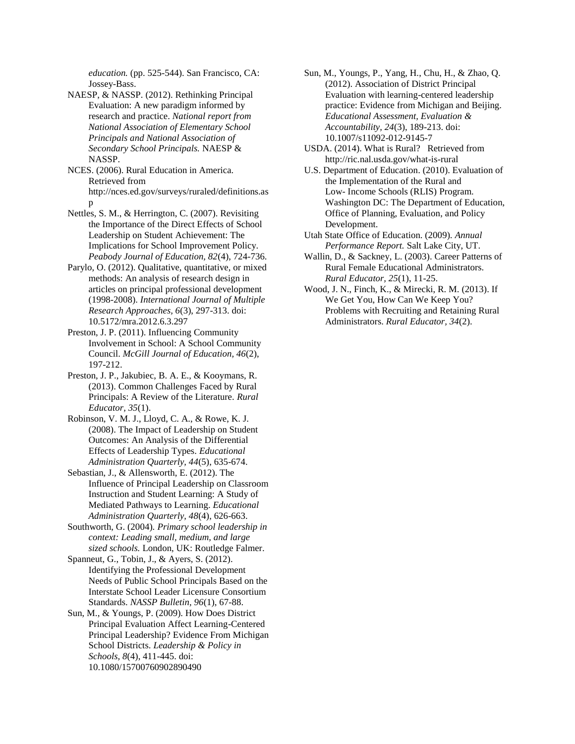*education.* (pp. 525-544). San Francisco, CA: Jossey-Bass.

NAESP, & NASSP. (2012). Rethinking Principal Evaluation: A new paradigm informed by research and practice. *National report from National Association of Elementary School Principals and National Association of Secondary School Principals.* NAESP & NASSP.

NCES. (2006). Rural Education in America. Retrieved from http://nces.ed.gov/surveys/ruraled/definitions.asp

Nettles, S. M., & Herrington, C. (2007). Revisiting the Importance of the Direct Effects of School Leadership on Student Achievement: The Implications for School Improvement Policy. *Peabody Journal of Education, 82*(4), 724-736.

Parylo, O. (2012). Qualitative, quantitative, or mixed methods: An analysis of research design in articles on principal professional development (1998-2008). *International Journal of Multiple Research Approaches, 6*(3), 297-313. doi: 10.5172/mra.2012.6.3.297

Preston, J. P. (2011). Influencing Community Involvement in School: A School Community Council. *McGill Journal of Education, 46*(2), 197-212.

Preston, J. P., Jakubiec, B. A. E., & Kooymans, R. (2013). Common Challenges Faced by Rural Principals: A Review of the Literature. *Rural Educator, 35*(1).

Robinson, V. M. J., Lloyd, C. A., & Rowe, K. J. (2008). The Impact of Leadership on Student Outcomes: An Analysis of the Differential Effects of Leadership Types. *Educational Administration Quarterly, 44*(5), 635-674.

Sebastian, J., & Allensworth, E. (2012). The Influence of Principal Leadership on Classroom Instruction and Student Learning: A Study of Mediated Pathways to Learning. *Educational Administration Quarterly, 48*(4), 626-663.

Southworth, G. (2004). *Primary school leadership in context: Leading small, medium, and large sized schools.* London, UK: Routledge Falmer.

Spanneut, G., Tobin, J., & Ayers, S. (2012). Identifying the Professional Development Needs of Public School Principals Based on the Interstate School Leader Licensure Consortium Standards. *NASSP Bulletin, 96*(1), 67-88.

Sun, M., & Youngs, P. (2009). How Does District Principal Evaluation Affect Learning-Centered Principal Leadership? Evidence From Michigan School Districts. *Leadership & Policy in Schools, 8*(4), 411-445. doi: 10.1080/15700760902890490

Sun, M., Youngs, P., Yang, H., Chu, H., & Zhao, Q. (2012). Association of District Principal Evaluation with learning-centered leadership practice: Evidence from Michigan and Beijing. *Educational Assessment, Evaluation & Accountability, 24*(3), 189-213. doi: 10.1007/s11092-012-9145-7

USDA. (2014). What is Rural? Retrieved from http://ric.nal.usda.gov/what-is-rural

U.S. Department of Education. (2010). Evaluation of the Implementation of the Rural and Low- Income Schools (RLIS) Program. Washington DC: The Department of Education, Office of Planning, Evaluation, and Policy Development.

Utah State Office of Education. (2009). *Annual Performance Report.* Salt Lake City, UT.

Wallin, D., & Sackney, L. (2003). Career Patterns of Rural Female Educational Administrators. *Rural Educator, 25*(1), 11-25.

Wood, J. N., Finch, K., & Mirecki, R. M. (2013). If We Get You, How Can We Keep You? Problems with Recruiting and Retaining Rural Administrators. *Rural Educator, 34*(2).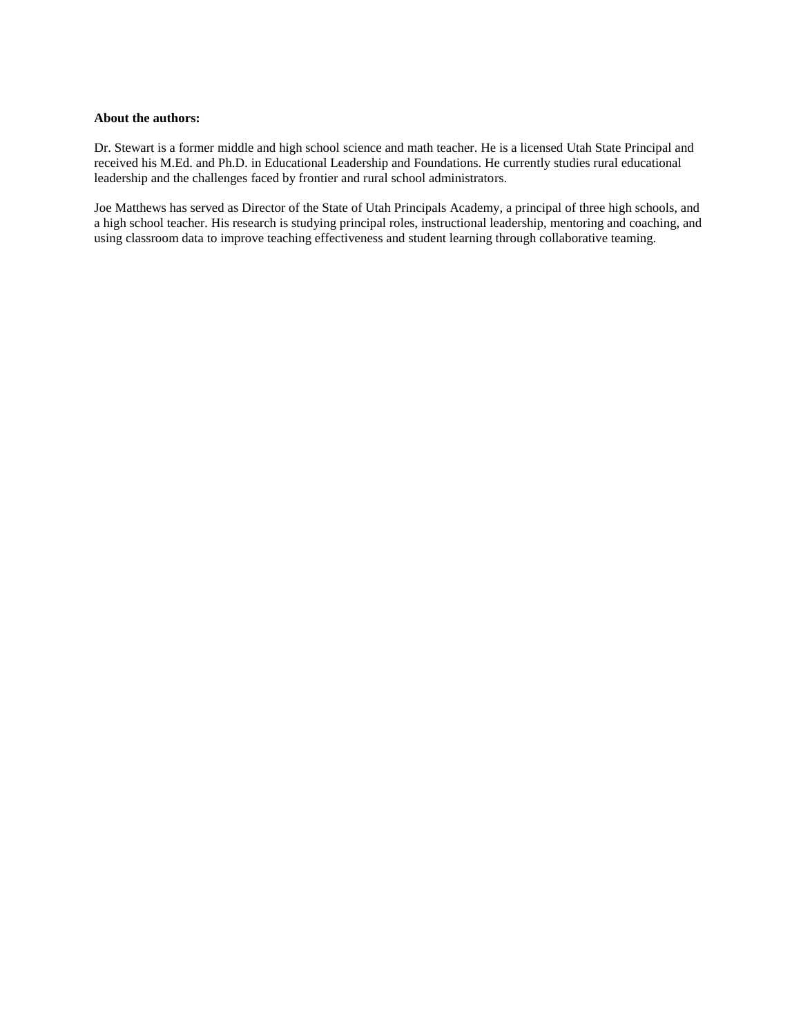**About the authors:**

Dr. Stewart is a former middle and high school science and math teacher. He is a licensed Utah State Principal and received his M.Ed. and Ph.D. in Educational Leadership and Foundations. He currently studies rural educational leadership and the challenges faced by frontier and rural school administrators.

Joe Matthews has served as Director of the State of Utah Principals Academy, a principal of three high schools, and a high school teacher. His research is studying principal roles, instructional leadership, mentoring and coaching, and using classroom data to improve teaching effectiveness and student learning through collaborative teaming.